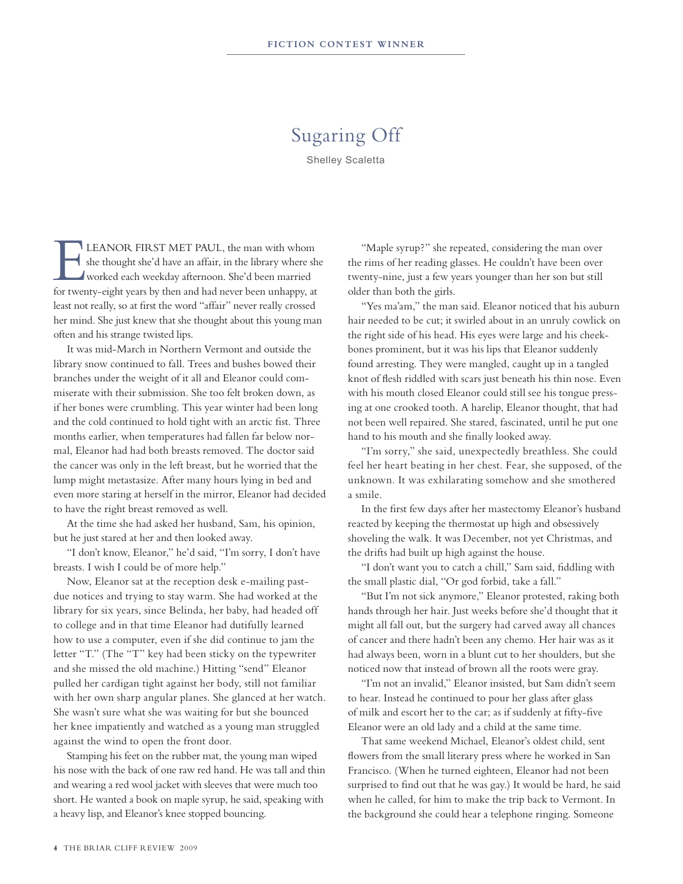FICTION CONTEST WINNER

# Sugaring Off

Shelley Scaletta

ELEANOR FIRST MET PAUL, the man with whom she thought she'd have an affair, in the library where she worked each weekday afternoon. She'd been married for twenty-eight years by then and had never been unhappy, at least not really, so at first the word "affair" never really crossed her mind. She just knew that she thought about this young man often and his strange twisted lips.

It was mid-March in Northern Vermont and outside the library snow continued to fall. Trees and bushes bowed their branches under the weight of it all and Eleanor could commiserate with their submission. She too felt broken down, as if her bones were crumbling. This year winter had been long and the cold continued to hold tight with an arctic fist. Three months earlier, when temperatures had fallen far below normal, Eleanor had had both breasts removed. The doctor said the cancer was only in the left breast, but he worried that the lump might metastasize. After many hours lying in bed and even more staring at herself in the mirror, Eleanor had decided to have the right breast removed as well.

At the time she had asked her husband, Sam, his opinion, but he just stared at her and then looked away.

"I don't know, Eleanor," he'd said, "I'm sorry, I don't have breasts. I wish I could be of more help."

Now, Eleanor sat at the reception desk e-mailing past-due notices and trying to stay warm. She had worked at the library for six years, since Belinda, her baby, had headed off to college and in that time Eleanor had dutifully learned how to use a computer, even if she did continue to jam the letter "T." (The "T" key had been sticky on the typewriter and she missed the old machine.) Hitting "send" Eleanor pulled her cardigan tight against her body, still not familiar with her own sharp angular planes. She glanced at her watch. She wasn't sure what she was waiting for but she bounced her knee impatiently and watched as a young man struggled against the wind to open the front door.

Stamping his feet on the rubber mat, the young man wiped his nose with the back of one raw red hand. He was tall and thin and wearing a red wool jacket with sleeves that were much too short. He wanted a book on maple syrup, he said, speaking with a heavy lisp, and Eleanor's knee stopped bouncing.

"Maple syrup?" she repeated, considering the man over the rims of her reading glasses. He couldn't have been over twenty-nine, just a few years younger than her son but still older than both the girls.

"Yes ma'am," the man said. Eleanor noticed that his auburn hair needed to be cut; it swirled about in an unruly cowlick on the right side of his head. His eyes were large and his cheekbones prominent, but it was his lips that Eleanor suddenly found arresting. They were mangled, caught up in a tangled knot of flesh riddled with scars just beneath his thin nose. Even with his mouth closed Eleanor could still see his tongue pressing at one crooked tooth. A harelip, Eleanor thought, that had not been well repaired. She stared, fascinated, until he put one hand to his mouth and she finally looked away.

"I'm sorry," she said, unexpectedly breathless. She could feel her heart beating in her chest. Fear, she supposed, of the unknown. It was exhilarating somehow and she smothered a smile.

In the first few days after her mastectomy Eleanor's husband reacted by keeping the thermostat up high and obsessively shoveling the walk. It was December, not yet Christmas, and the drifts had built up high against the house.

"I don't want you to catch a chill," Sam said, fiddling with the small plastic dial, "Or god forbid, take a fall."

"But I'm not sick anymore," Eleanor protested, raking both hands through her hair. Just weeks before she'd thought that it might all fall out, but the surgery had carved away all chances of cancer and there hadn't been any chemo. Her hair was as it had always been, worn in a blunt cut to her shoulders, but she noticed now that instead of brown all the roots were gray.

"I'm not an invalid," Eleanor insisted, but Sam didn't seem to hear. Instead he continued to pour her glass after glass of milk and escort her to the car; as if suddenly at fifty-five Eleanor were an old lady and a child at the same time.

That same weekend Michael, Eleanor's oldest child, sent flowers from the small literary press where he worked in San Francisco. (When he turned eighteen, Eleanor had not been surprised to find out that he was gay.) It would be hard, he said when he called, for him to make the trip back to Vermont. In the background she could hear a telephone ringing. Someone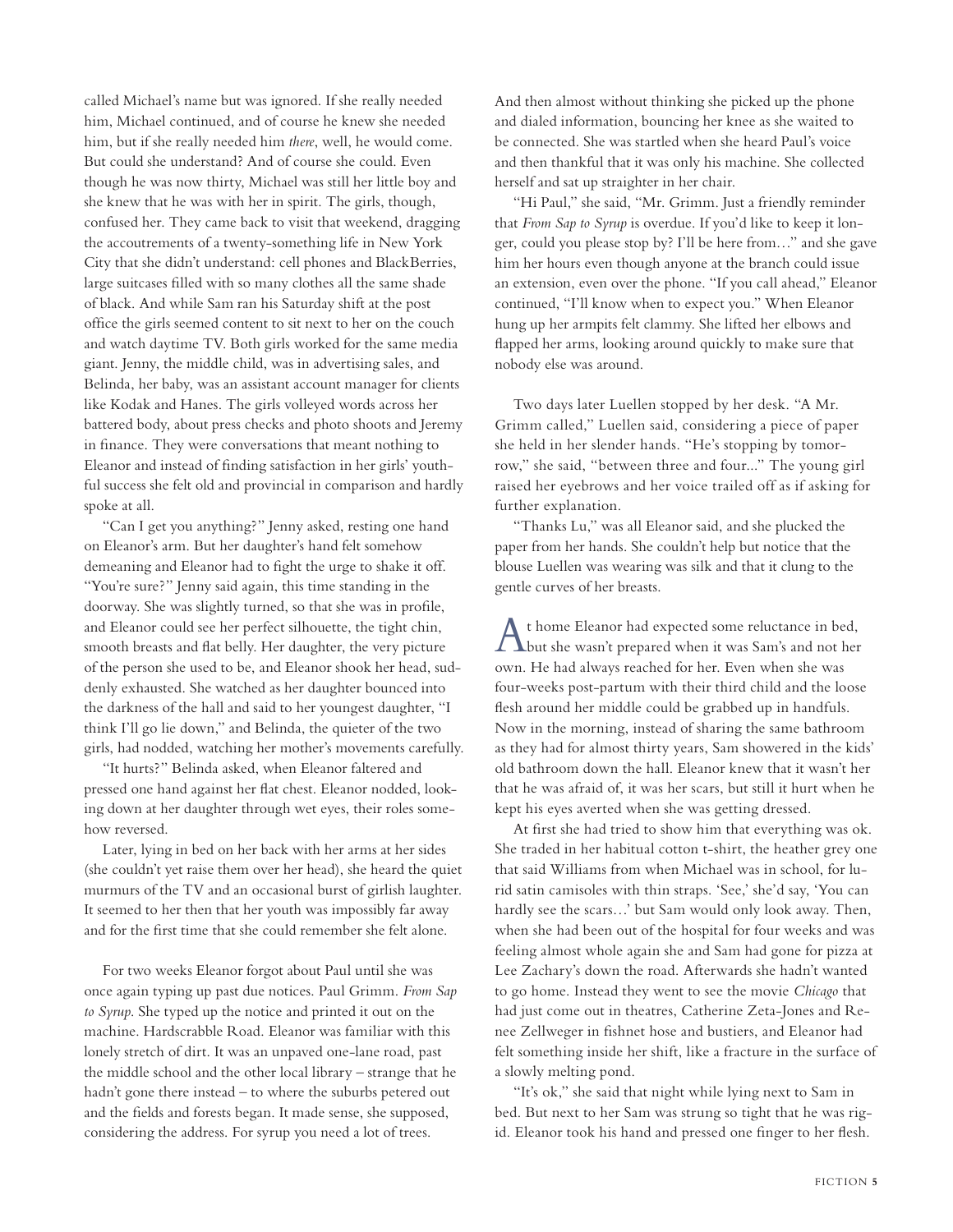called Michael's name but was ignored. If she really needed him, Michael continued, and of course he knew she needed him, but if she really needed him *there*, well, he would come. But could she understand? And of course she could. Even though he was now thirty, Michael was still her little boy and she knew that he was with her in spirit. The girls, though, confused her. They came back to visit that weekend, dragging the accoutrements of a twenty-something life in New York City that she didn't understand: cell phones and BlackBerries, large suitcases filled with so many clothes all the same shade of black. And while Sam ran his Saturday shift at the post office the girls seemed content to sit next to her on the couch and watch daytime TV. Both girls worked for the same media giant. Jenny, the middle child, was in advertising sales, and Belinda, her baby, was an assistant account manager for clients like Kodak and Hanes. The girls volleyed words across her battered body, about press checks and photo shoots and Jeremy in finance. They were conversations that meant nothing to Eleanor and instead of finding satisfaction in her girls' youthful success she felt old and provincial in comparison and hardly spoke at all.

"Can I get you anything?" Jenny asked, resting one hand on Eleanor's arm. But her daughter's hand felt somehow demeaning and Eleanor had to fight the urge to shake it off. "You're sure?" Jenny said again, this time standing in the doorway. She was slightly turned, so that she was in profile, and Eleanor could see her perfect silhouette, the tight chin, smooth breasts and flat belly. Her daughter, the very picture of the person she used to be, and Eleanor shook her head, suddenly exhausted. She watched as her daughter bounced into the darkness of the hall and said to her youngest daughter, "I think I'll go lie down," and Belinda, the quieter of the two girls, had nodded, watching her mother's movements carefully.

"It hurts?" Belinda asked, when Eleanor faltered and pressed one hand against her flat chest. Eleanor nodded, looking down at her daughter through wet eyes, their roles somehow reversed.

Later, lying in bed on her back with her arms at her sides (she couldn't yet raise them over her head), she heard the quiet murmurs of the TV and an occasional burst of girlish laughter. It seemed to her then that her youth was impossibly far away and for the first time that she could remember she felt alone.

For two weeks Eleanor forgot about Paul until she was once again typing up past due notices. Paul Grimm. *From Sap to Syrup*. She typed up the notice and printed it out on the machine. Hardscrabble Road. Eleanor was familiar with this lonely stretch of dirt. It was an unpaved one-lane road, past the middle school and the other local library – strange that he hadn't gone there instead – to where the suburbs petered out and the fields and forests began. It made sense, she supposed, considering the address. For syrup you need a lot of trees.

And then almost without thinking she picked up the phone and dialed information, bouncing her knee as she waited to be connected. She was startled when she heard Paul's voice and then thankful that it was only his machine. She collected herself and sat up straighter in her chair.

"Hi Paul," she said, "Mr. Grimm. Just a friendly reminder that *From Sap to Syrup* is overdue. If you'd like to keep it longer, could you please stop by? I'll be here from…" and she gave him her hours even though anyone at the branch could issue an extension, even over the phone. "If you call ahead," Eleanor continued, "I'll know when to expect you." When Eleanor hung up her armpits felt clammy. She lifted her elbows and flapped her arms, looking around quickly to make sure that nobody else was around.

Two days later Luellen stopped by her desk. "A Mr. Grimm called," Luellen said, considering a piece of paper she held in her slender hands. "He's stopping by tomorrow," she said, "between three and four..." The young girl raised her eyebrows and her voice trailed off as if asking for further explanation.

"Thanks Lu," was all Eleanor said, and she plucked the paper from her hands. She couldn't help but notice that the blouse Luellen was wearing was silk and that it clung to the gentle curves of her breasts.

At home Eleanor had expected some reluctance in bed, but she wasn't prepared when it was Sam's and not her own. He had always reached for her. Even when she was four-weeks post-partum with their third child and the loose flesh around her middle could be grabbed up in handfuls. Now in the morning, instead of sharing the same bathroom as they had for almost thirty years, Sam showered in the kids' old bathroom down the hall. Eleanor knew that it wasn't her that he was afraid of, it was her scars, but still it hurt when he kept his eyes averted when she was getting dressed.

At first she had tried to show him that everything was ok. She traded in her habitual cotton t-shirt, the heather grey one that said Williams from when Michael was in school, for lurid satin camisoles with thin straps. 'See,' she'd say, 'You can hardly see the scars…' but Sam would only look away. Then, when she had been out of the hospital for four weeks and was feeling almost whole again she and Sam had gone for pizza at Lee Zachary's down the road. Afterwards she hadn't wanted to go home. Instead they went to see the movie *Chicago* that had just come out in theatres, Catherine Zeta-Jones and Renee Zellweger in fishnet hose and bustiers, and Eleanor had felt something inside her shift, like a fracture in the surface of a slowly melting pond.

"It's ok," she said that night while lying next to Sam in bed. But next to her Sam was strung so tight that he was rigid. Eleanor took his hand and pressed one finger to her flesh.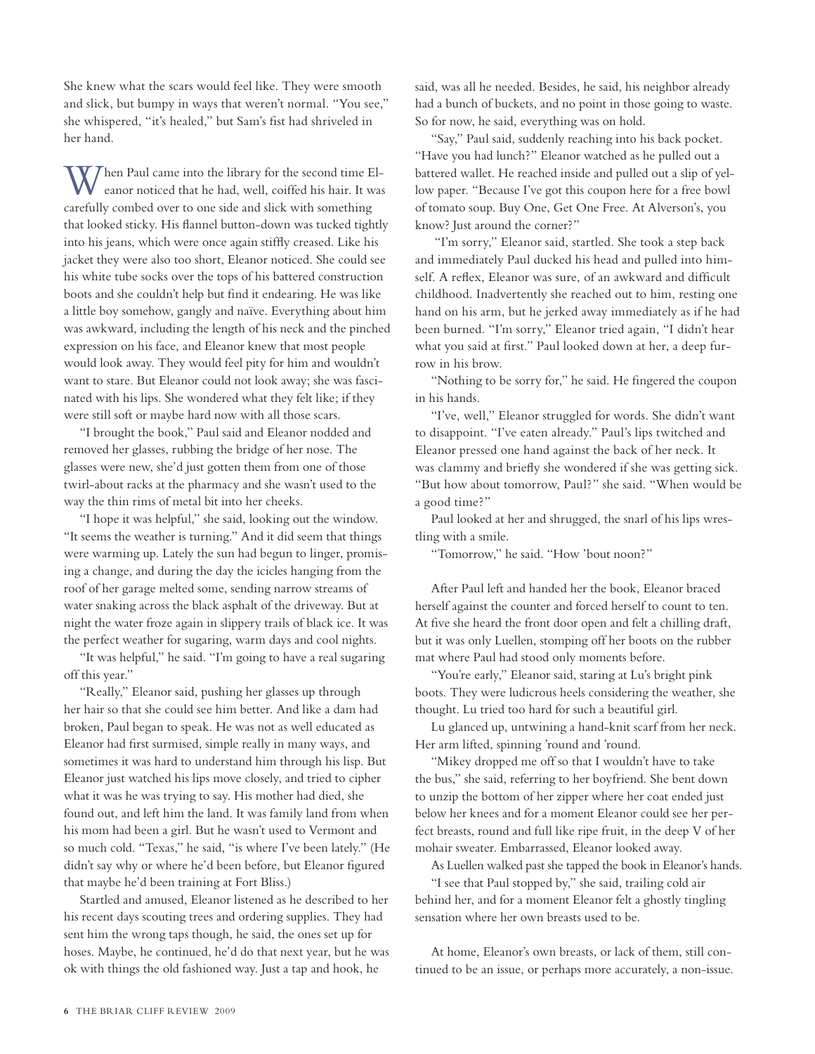She knew what the scars would feel like. They were smooth and slick, but bumpy in ways that weren't normal. "You see," she whispered, "it's healed," but Sam's fist had shriveled in her hand.

When Paul came into the library for the second time Eleanor noticed that he had, well, coiffed his hair. It was carefully combed over to one side and slick with something that looked sticky. His flannel button-down was tucked tightly into his jeans, which were once again stiffly creased. Like his jacket they were also too short, Eleanor noticed. She could see his white tube socks over the tops of his battered construction boots and she couldn't help but find it endearing. He was like a little boy somehow, gangly and naïve. Everything about him was awkward, including the length of his neck and the pinched expression on his face, and Eleanor knew that most people would look away. They would feel pity for him and wouldn't want to stare. But Eleanor could not look away; she was fascinated with his lips. She wondered what they felt like; if they were still soft or maybe hard now with all those scars.

"I brought the book," Paul said and Eleanor nodded and removed her glasses, rubbing the bridge of her nose. The glasses were new, she'd just gotten them from one of those twirl-about racks at the pharmacy and she wasn't used to the way the thin rims of metal bit into her cheeks.

"I hope it was helpful," she said, looking out the window. "It seems the weather is turning." And it did seem that things were warming up. Lately the sun had begun to linger, promising a change, and during the day the icicles hanging from the roof of her garage melted some, sending narrow streams of water snaking across the black asphalt of the driveway. But at night the water froze again in slippery trails of black ice. It was the perfect weather for sugaring, warm days and cool nights.

"It was helpful," he said. "I'm going to have a real sugaring off this year."

"Really," Eleanor said, pushing her glasses up through her hair so that she could see him better. And like a dam had broken, Paul began to speak. He was not as well educated as Eleanor had first surmised, simple really in many ways, and sometimes it was hard to understand him through his lisp. But Eleanor just watched his lips move closely, and tried to cipher what it was he was trying to say. His mother had died, she found out, and left him the land. It was family land from when his mom had been a girl. But he wasn't used to Vermont and so much cold. "Texas," he said, "is where I've been lately." (He didn't say why or where he'd been before, but Eleanor figured that maybe he'd been training at Fort Bliss.)

Startled and amused, Eleanor listened as he described to her his recent days scouting trees and ordering supplies. They had sent him the wrong taps though, he said, the ones set up for hoses. Maybe, he continued, he'd do that next year, but he was ok with things the old fashioned way. Just a tap and hook, he said, was all he needed. Besides, he said, his neighbor already had a bunch of buckets, and no point in those going to waste. So for now, he said, everything was on hold.

"Say," Paul said, suddenly reaching into his back pocket. "Have you had lunch?" Eleanor watched as he pulled out a battered wallet. He reached inside and pulled out a slip of yellow paper. "Because I've got this coupon here for a free bowl of tomato soup. Buy One, Get One Free. At Alverson's, you know? Just around the corner?"

"I'm sorry," Eleanor said, startled. She took a step back and immediately Paul ducked his head and pulled into himself. A reflex, Eleanor was sure, of an awkward and difficult childhood. Inadvertently she reached out to him, resting one hand on his arm, but he jerked away immediately as if he had been burned. "I'm sorry," Eleanor tried again, "I didn't hear what you said at first." Paul looked down at her, a deep furrow in his brow.

"Nothing to be sorry for," he said. He fingered the coupon in his hands.

"I've, well," Eleanor struggled for words. She didn't want to disappoint. "I've eaten already." Paul's lips twitched and Eleanor pressed one hand against the back of her neck. It was clammy and briefly she wondered if she was getting sick. "But how about tomorrow, Paul?" she said. "When would be a good time?"

Paul looked at her and shrugged, the snarl of his lips wrestling with a smile.

"Tomorrow," he said. "How 'bout noon?"

After Paul left and handed her the book, Eleanor braced herself against the counter and forced herself to count to ten. At five she heard the front door open and felt a chilling draft, but it was only Luellen, stomping off her boots on the rubber mat where Paul had stood only moments before.

"You're early," Eleanor said, staring at Lu's bright pink boots. They were ludicrous heels considering the weather, she thought. Lu tried too hard for such a beautiful girl.

Lu glanced up, untwining a hand-knit scarf from her neck. Her arm lifted, spinning 'round and 'round.

"Mikey dropped me off so that I wouldn't have to take the bus," she said, referring to her boyfriend. She bent down to unzip the bottom of her zipper where her coat ended just below her knees and for a moment Eleanor could see her perfect breasts, round and full like ripe fruit, in the deep V of her mohair sweater. Embarrassed, Eleanor looked away.

As Luellen walked past she tapped the book in Eleanor's hands.

"I see that Paul stopped by," she said, trailing cold air behind her, and for a moment Eleanor felt a ghostly tingling sensation where her own breasts used to be.

At home, Eleanor's own breasts, or lack of them, still continued to be an issue, or perhaps more accurately, a non-issue.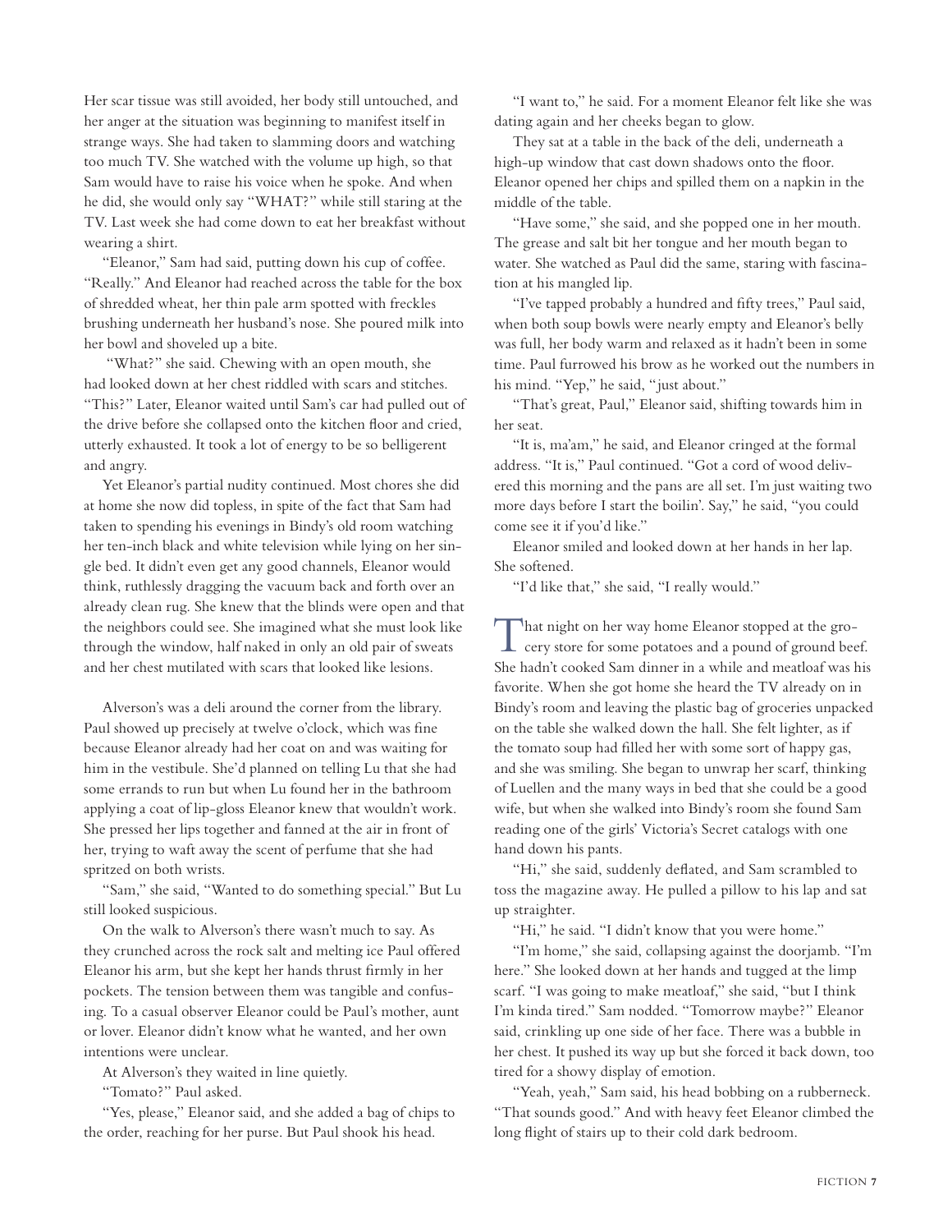Her scar tissue was still avoided, her body still untouched, and her anger at the situation was beginning to manifest itself in strange ways. She had taken to slamming doors and watching too much TV. She watched with the volume up high, so that Sam would have to raise his voice when he spoke. And when he did, she would only say "WHAT?" while still staring at the TV. Last week she had come down to eat her breakfast without wearing a shirt.

"Eleanor," Sam had said, putting down his cup of coffee. "Really." And Eleanor had reached across the table for the box of shredded wheat, her thin pale arm spotted with freckles brushing underneath her husband's nose. She poured milk into her bowl and shoveled up a bite.

"What?" she said. Chewing with an open mouth, she had looked down at her chest riddled with scars and stitches. "This?" Later, Eleanor waited until Sam's car had pulled out of the drive before she collapsed onto the kitchen floor and cried, utterly exhausted. It took a lot of energy to be so belligerent and angry.

Yet Eleanor's partial nudity continued. Most chores she did at home she now did topless, in spite of the fact that Sam had taken to spending his evenings in Bindy's old room watching her ten-inch black and white television while lying on her single bed. It didn't even get any good channels, Eleanor would think, ruthlessly dragging the vacuum back and forth over an already clean rug. She knew that the blinds were open and that the neighbors could see. She imagined what she must look like through the window, half naked in only an old pair of sweats and her chest mutilated with scars that looked like lesions.

Alverson's was a deli around the corner from the library. Paul showed up precisely at twelve o'clock, which was fine because Eleanor already had her coat on and was waiting for him in the vestibule. She'd planned on telling Lu that she had some errands to run but when Lu found her in the bathroom applying a coat of lip-gloss Eleanor knew that wouldn't work. She pressed her lips together and fanned at the air in front of her, trying to waft away the scent of perfume that she had spritzed on both wrists.

"Sam," she said, "Wanted to do something special." But Lu still looked suspicious.

On the walk to Alverson's there wasn't much to say. As they crunched across the rock salt and melting ice Paul offered Eleanor his arm, but she kept her hands thrust firmly in her pockets. The tension between them was tangible and confusing. To a casual observer Eleanor could be Paul's mother, aunt or lover. Eleanor didn't know what he wanted, and her own intentions were unclear.

At Alverson's they waited in line quietly.

"Tomato?" Paul asked.

"Yes, please," Eleanor said, and she added a bag of chips to the order, reaching for her purse. But Paul shook his head.

"I want to," he said. For a moment Eleanor felt like she was dating again and her cheeks began to glow.

They sat at a table in the back of the deli, underneath a high-up window that cast down shadows onto the floor. Eleanor opened her chips and spilled them on a napkin in the middle of the table.

"Have some," she said, and she popped one in her mouth. The grease and salt bit her tongue and her mouth began to water. She watched as Paul did the same, staring with fascination at his mangled lip.

"I've tapped probably a hundred and fifty trees," Paul said, when both soup bowls were nearly empty and Eleanor's belly was full, her body warm and relaxed as it hadn't been in some time. Paul furrowed his brow as he worked out the numbers in his mind. "Yep," he said, "just about."

"That's great, Paul," Eleanor said, shifting towards him in her seat.

"It is, ma'am," he said, and Eleanor cringed at the formal address. "It is," Paul continued. "Got a cord of wood delivered this morning and the pans are all set. I'm just waiting two more days before I start the boilin'. Say," he said, "you could come see it if you'd like."

Eleanor smiled and looked down at her hands in her lap. She softened.

"I'd like that," she said, "I really would."

That night on her way home Eleanor stopped at the grocery store for some potatoes and a pound of ground beef. She hadn't cooked Sam dinner in a while and meatloaf was his favorite. When she got home she heard the TV already on in Bindy's room and leaving the plastic bag of groceries unpacked on the table she walked down the hall. She felt lighter, as if the tomato soup had filled her with some sort of happy gas, and she was smiling. She began to unwrap her scarf, thinking of Luellen and the many ways in bed that she could be a good wife, but when she walked into Bindy's room she found Sam reading one of the girls' Victoria's Secret catalogs with one hand down his pants.

"Hi," she said, suddenly deflated, and Sam scrambled to toss the magazine away. He pulled a pillow to his lap and sat up straighter.

"Hi," he said. "I didn't know that you were home."

"I'm home," she said, collapsing against the doorjamb. "I'm here." She looked down at her hands and tugged at the limp scarf. "I was going to make meatloaf," she said, "but I think I'm kinda tired." Sam nodded. "Tomorrow maybe?" Eleanor said, crinkling up one side of her face. There was a bubble in her chest. It pushed its way up but she forced it back down, too tired for a showy display of emotion.

"Yeah, yeah," Sam said, his head bobbing on a rubberneck. "That sounds good." And with heavy feet Eleanor climbed the long flight of stairs up to their cold dark bedroom.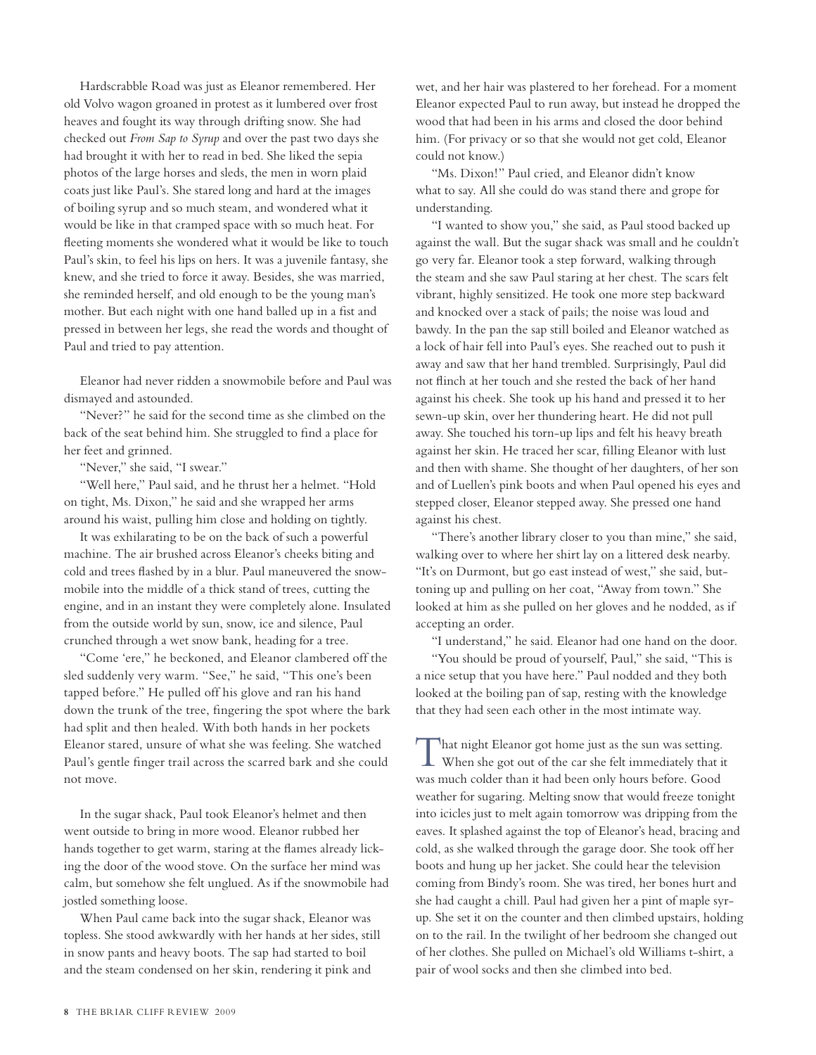Hardscrabble Road was just as Eleanor remembered. Her old Volvo wagon groaned in protest as it lumbered over frost heaves and fought its way through drifting snow. She had checked out *From Sap to Syrup* and over the past two days she had brought it with her to read in bed. She liked the sepia photos of the large horses and sleds, the men in worn plaid coats just like Paul's. She stared long and hard at the images of boiling syrup and so much steam, and wondered what it would be like in that cramped space with so much heat. For fleeting moments she wondered what it would be like to touch Paul's skin, to feel his lips on hers. It was a juvenile fantasy, she knew, and she tried to force it away. Besides, she was married, she reminded herself, and old enough to be the young man's mother. But each night with one hand balled up in a fist and pressed in between her legs, she read the words and thought of Paul and tried to pay attention.

Eleanor had never ridden a snowmobile before and Paul was dismayed and astounded.

"Never?" he said for the second time as she climbed on the back of the seat behind him. She struggled to find a place for her feet and grinned.

"Never," she said, "I swear."

"Well here," Paul said, and he thrust her a helmet. "Hold on tight, Ms. Dixon," he said and she wrapped her arms around his waist, pulling him close and holding on tightly.

It was exhilarating to be on the back of such a powerful machine. The air brushed across Eleanor's cheeks biting and cold and trees flashed by in a blur. Paul maneuvered the snowmobile into the middle of a thick stand of trees, cutting the engine, and in an instant they were completely alone. Insulated from the outside world by sun, snow, ice and silence, Paul crunched through a wet snow bank, heading for a tree.

"Come 'ere," he beckoned, and Eleanor clambered off the sled suddenly very warm. "See," he said, "This one's been tapped before." He pulled off his glove and ran his hand down the trunk of the tree, fingering the spot where the bark had split and then healed. With both hands in her pockets Eleanor stared, unsure of what she was feeling. She watched Paul's gentle finger trail across the scarred bark and she could not move.

In the sugar shack, Paul took Eleanor's helmet and then went outside to bring in more wood. Eleanor rubbed her hands together to get warm, staring at the flames already licking the door of the wood stove. On the surface her mind was calm, but somehow she felt unglued. As if the snowmobile had jostled something loose.

When Paul came back into the sugar shack, Eleanor was topless. She stood awkwardly with her hands at her sides, still in snow pants and heavy boots. The sap had started to boil and the steam condensed on her skin, rendering it pink and wet, and her hair was plastered to her forehead. For a moment Eleanor expected Paul to run away, but instead he dropped the wood that had been in his arms and closed the door behind him. (For privacy or so that she would not get cold, Eleanor could not know.)

"Ms. Dixon!" Paul cried, and Eleanor didn't know what to say. All she could do was stand there and grope for understanding.

"I wanted to show you," she said, as Paul stood backed up against the wall. But the sugar shack was small and he couldn't go very far. Eleanor took a step forward, walking through the steam and she saw Paul staring at her chest. The scars felt vibrant, highly sensitized. He took one more step backward and knocked over a stack of pails; the noise was loud and bawdy. In the pan the sap still boiled and Eleanor watched as a lock of hair fell into Paul's eyes. She reached out to push it away and saw that her hand trembled. Surprisingly, Paul did not flinch at her touch and she rested the back of her hand against his cheek. She took up his hand and pressed it to her sewn-up skin, over her thundering heart. He did not pull away. She touched his torn-up lips and felt his heavy breath against her skin. He traced her scar, filling Eleanor with lust and then with shame. She thought of her daughters, of her son and of Luellen's pink boots and when Paul opened his eyes and stepped closer, Eleanor stepped away. She pressed one hand against his chest.

"There's another library closer to you than mine," she said, walking over to where her shirt lay on a littered desk nearby. "It's on Durmont, but go east instead of west," she said, buttoning up and pulling on her coat, "Away from town." She looked at him as she pulled on her gloves and he nodded, as if accepting an order.

"I understand," he said. Eleanor had one hand on the door.

"You should be proud of yourself, Paul," she said, "This is a nice setup that you have here." Paul nodded and they both looked at the boiling pan of sap, resting with the knowledge that they had seen each other in the most intimate way.

That night Eleanor got home just as the sun was setting. When she got out of the car she felt immediately that it was much colder than it had been only hours before. Good weather for sugaring. Melting snow that would freeze tonight into icicles just to melt again tomorrow was dripping from the eaves. It splashed against the top of Eleanor's head, bracing and cold, as she walked through the garage door. She took off her boots and hung up her jacket. She could hear the television coming from Bindy's room. She was tired, her bones hurt and she had caught a chill. Paul had given her a pint of maple syrup. She set it on the counter and then climbed upstairs, holding on to the rail. In the twilight of her bedroom she changed out of her clothes. She pulled on Michael's old Williams t-shirt, a pair of wool socks and then she climbed into bed.